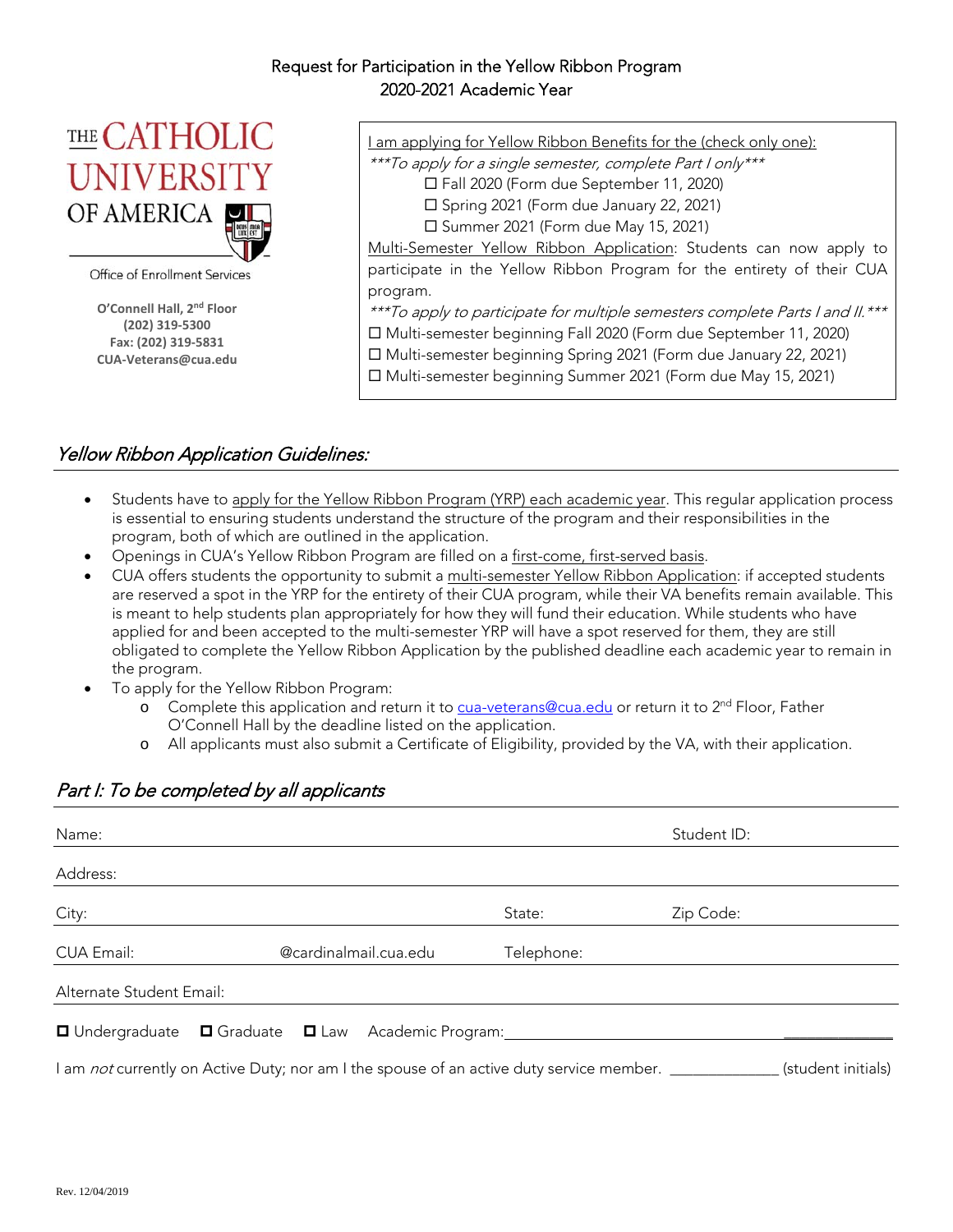Request for Participation in the Yellow Ribbon Program
2020-2021 Academic Year

THE CATHOLIC UNIVERSITY OF AMERICA

Office of Enrollment Services

**O'Connell Hall, 2nd Floor**
**(202) 319-5300**
**Fax: (202) 319-5831**
**CUA-Veterans@cua.edu**

I am applying for Yellow Ribbon Benefits for the (check only one):

*\*\*\*To apply for a single semester, complete Part I only\*\*\**

- ☐ Fall 2020 (Form due September 11, 2020)
- ☐ Spring 2021 (Form due January 22, 2021)
- ☐ Summer 2021 (Form due May 15, 2021)

Multi-Semester Yellow Ribbon Application: Students can now apply to participate in the Yellow Ribbon Program for the entirety of their CUA program.

*\*\*\*To apply to participate for multiple semesters complete Parts I and II.\*\*\**

- ☐ Multi-semester beginning Fall 2020 (Form due September 11, 2020)
- ☐ Multi-semester beginning Spring 2021 (Form due January 22, 2021)
- ☐ Multi-semester beginning Summer 2021 (Form due May 15, 2021)

## *Yellow Ribbon Application Guidelines:*

- Students have to apply for the Yellow Ribbon Program (YRP) each academic year. This regular application process is essential to ensuring students understand the structure of the program and their responsibilities in the program, both of which are outlined in the application.
- Openings in CUA's Yellow Ribbon Program are filled on a first-come, first-served basis.
- CUA offers students the opportunity to submit a multi-semester Yellow Ribbon Application: if accepted students are reserved a spot in the YRP for the entirety of their CUA program, while their VA benefits remain available. This is meant to help students plan appropriately for how they will fund their education. While students who have applied for and been accepted to the multi-semester YRP will have a spot reserved for them, they are still obligated to complete the Yellow Ribbon Application by the published deadline each academic year to remain in the program.
- To apply for the Yellow Ribbon Program:
  - Complete this application and return it to cua-veterans@cua.edu or return it to 2nd Floor, Father O'Connell Hall by the deadline listed on the application.
  - All applicants must also submit a Certificate of Eligibility, provided by the VA, with their application.

## *Part I: To be completed by all applicants*

Name: Student ID:

Address:

City: State: Zip Code:

CUA Email: @cardinalmail.cua.edu Telephone:

Alternate Student Email:

☐ Undergraduate ☐ Graduate ☐ Law Academic Program: ______________

I am *not* currently on Active Duty; nor am I the spouse of an active duty service member. _____________ (student initials)

Rev. 12/04/2019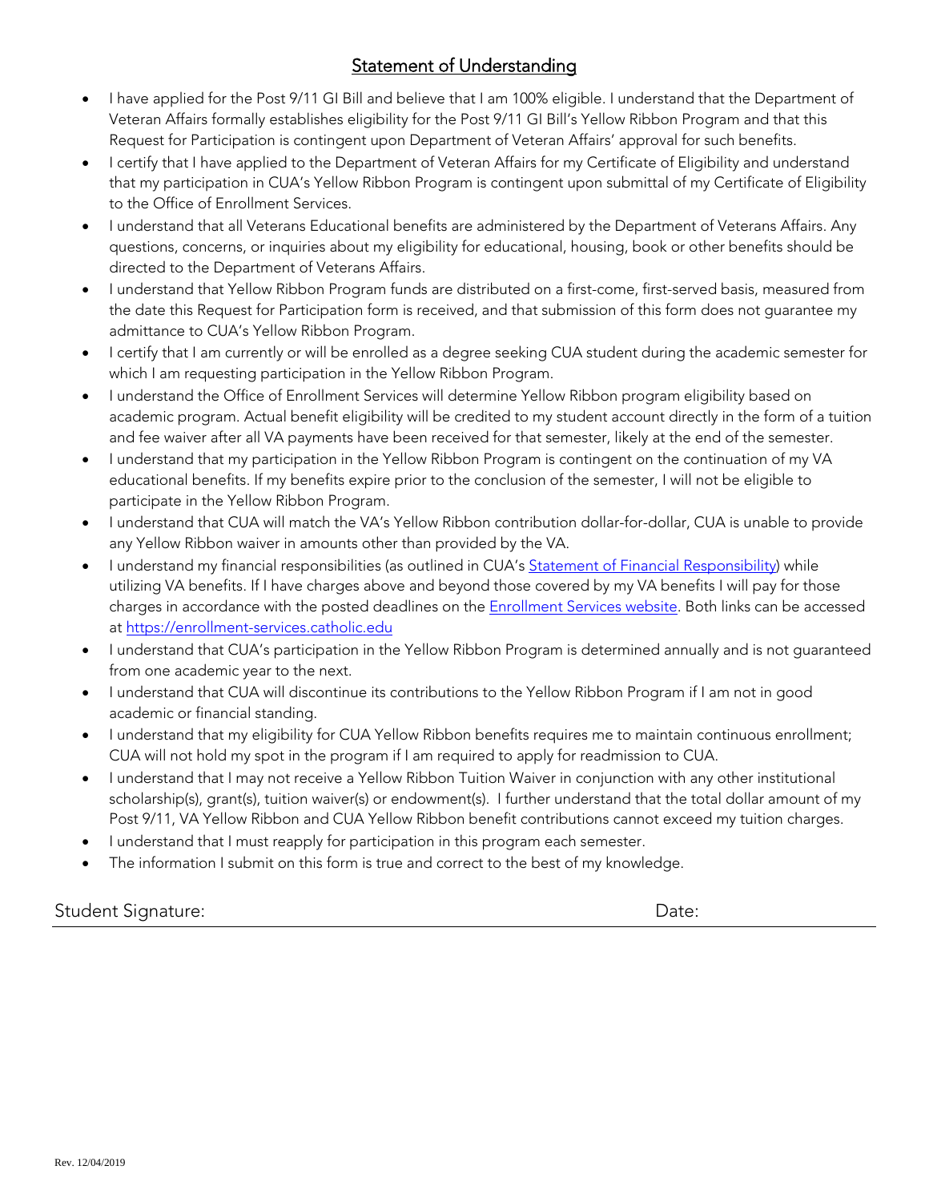## Statement of Understanding

- I have applied for the Post 9/11 GI Bill and believe that I am 100% eligible. I understand that the Department of Veteran Affairs formally establishes eligibility for the Post 9/11 GI Bill's Yellow Ribbon Program and that this Request for Participation is contingent upon Department of Veteran Affairs' approval for such benefits.
- I certify that I have applied to the Department of Veteran Affairs for my Certificate of Eligibility and understand that my participation in CUA's Yellow Ribbon Program is contingent upon submittal of my Certificate of Eligibility to the Office of Enrollment Services.
- I understand that all Veterans Educational benefits are administered by the Department of Veterans Affairs. Any questions, concerns, or inquiries about my eligibility for educational, housing, book or other benefits should be directed to the Department of Veterans Affairs.
- I understand that Yellow Ribbon Program funds are distributed on a first-come, first-served basis, measured from the date this Request for Participation form is received, and that submission of this form does not guarantee my admittance to CUA's Yellow Ribbon Program.
- I certify that I am currently or will be enrolled as a degree seeking CUA student during the academic semester for which I am requesting participation in the Yellow Ribbon Program.
- I understand the Office of Enrollment Services will determine Yellow Ribbon program eligibility based on academic program. Actual benefit eligibility will be credited to my student account directly in the form of a tuition and fee waiver after all VA payments have been received for that semester, likely at the end of the semester.
- I understand that my participation in the Yellow Ribbon Program is contingent on the continuation of my VA educational benefits. If my benefits expire prior to the conclusion of the semester, I will not be eligible to participate in the Yellow Ribbon Program.
- I understand that CUA will match the VA's Yellow Ribbon contribution dollar-for-dollar, CUA is unable to provide any Yellow Ribbon waiver in amounts other than provided by the VA.
- I understand my financial responsibilities (as outlined in CUA's Statement of Financial Responsibility) while utilizing VA benefits. If I have charges above and beyond those covered by my VA benefits I will pay for those charges in accordance with the posted deadlines on the Enrollment Services website. Both links can be accessed at https://enrollment-services.catholic.edu
- I understand that CUA's participation in the Yellow Ribbon Program is determined annually and is not guaranteed from one academic year to the next.
- I understand that CUA will discontinue its contributions to the Yellow Ribbon Program if I am not in good academic or financial standing.
- I understand that my eligibility for CUA Yellow Ribbon benefits requires me to maintain continuous enrollment; CUA will not hold my spot in the program if I am required to apply for readmission to CUA.
- I understand that I may not receive a Yellow Ribbon Tuition Waiver in conjunction with any other institutional scholarship(s), grant(s), tuition waiver(s) or endowment(s). I further understand that the total dollar amount of my Post 9/11, VA Yellow Ribbon and CUA Yellow Ribbon benefit contributions cannot exceed my tuition charges.
- I understand that I must reapply for participation in this program each semester.
- The information I submit on this form is true and correct to the best of my knowledge.

Student Signature: Date:

Rev. 12/04/2019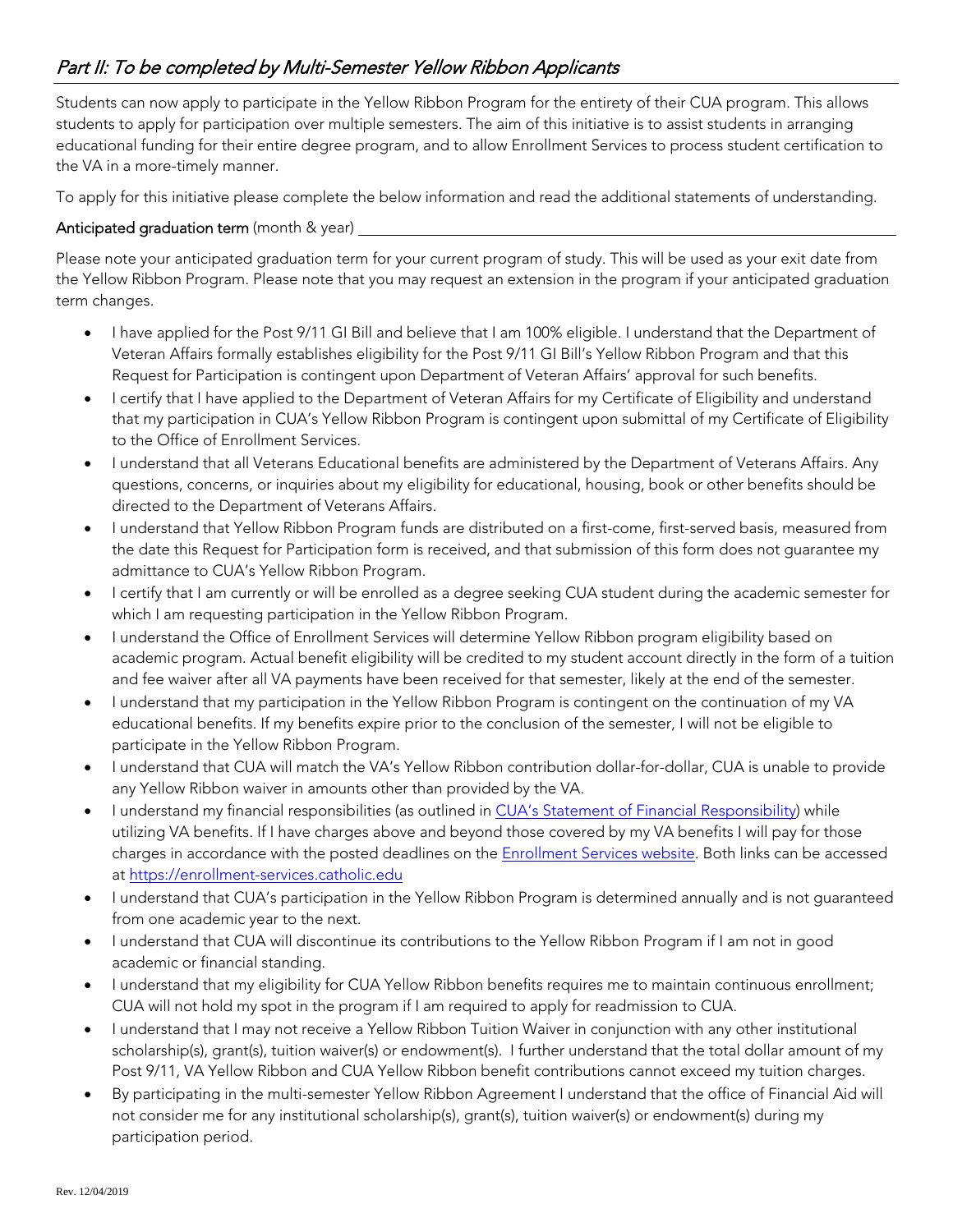## *Part II: To be completed by Multi-Semester Yellow Ribbon Applicants*

Students can now apply to participate in the Yellow Ribbon Program for the entirety of their CUA program. This allows students to apply for participation over multiple semesters. The aim of this initiative is to assist students in arranging educational funding for their entire degree program, and to allow Enrollment Services to process student certification to the VA in a more-timely manner.

To apply for this initiative please complete the below information and read the additional statements of understanding.

**Anticipated graduation term** (month & year) ____________________________________________

Please note your anticipated graduation term for your current program of study. This will be used as your exit date from the Yellow Ribbon Program. Please note that you may request an extension in the program if your anticipated graduation term changes.

- I have applied for the Post 9/11 GI Bill and believe that I am 100% eligible. I understand that the Department of Veteran Affairs formally establishes eligibility for the Post 9/11 GI Bill's Yellow Ribbon Program and that this Request for Participation is contingent upon Department of Veteran Affairs' approval for such benefits.
- I certify that I have applied to the Department of Veteran Affairs for my Certificate of Eligibility and understand that my participation in CUA's Yellow Ribbon Program is contingent upon submittal of my Certificate of Eligibility to the Office of Enrollment Services.
- I understand that all Veterans Educational benefits are administered by the Department of Veterans Affairs. Any questions, concerns, or inquiries about my eligibility for educational, housing, book or other benefits should be directed to the Department of Veterans Affairs.
- I understand that Yellow Ribbon Program funds are distributed on a first-come, first-served basis, measured from the date this Request for Participation form is received, and that submission of this form does not guarantee my admittance to CUA's Yellow Ribbon Program.
- I certify that I am currently or will be enrolled as a degree seeking CUA student during the academic semester for which I am requesting participation in the Yellow Ribbon Program.
- I understand the Office of Enrollment Services will determine Yellow Ribbon program eligibility based on academic program. Actual benefit eligibility will be credited to my student account directly in the form of a tuition and fee waiver after all VA payments have been received for that semester, likely at the end of the semester.
- I understand that my participation in the Yellow Ribbon Program is contingent on the continuation of my VA educational benefits. If my benefits expire prior to the conclusion of the semester, I will not be eligible to participate in the Yellow Ribbon Program.
- I understand that CUA will match the VA's Yellow Ribbon contribution dollar-for-dollar, CUA is unable to provide any Yellow Ribbon waiver in amounts other than provided by the VA.
- I understand my financial responsibilities (as outlined in CUA's Statement of Financial Responsibility) while utilizing VA benefits. If I have charges above and beyond those covered by my VA benefits I will pay for those charges in accordance with the posted deadlines on the Enrollment Services website. Both links can be accessed at https://enrollment-services.catholic.edu
- I understand that CUA's participation in the Yellow Ribbon Program is determined annually and is not guaranteed from one academic year to the next.
- I understand that CUA will discontinue its contributions to the Yellow Ribbon Program if I am not in good academic or financial standing.
- I understand that my eligibility for CUA Yellow Ribbon benefits requires me to maintain continuous enrollment; CUA will not hold my spot in the program if I am required to apply for readmission to CUA.
- I understand that I may not receive a Yellow Ribbon Tuition Waiver in conjunction with any other institutional scholarship(s), grant(s), tuition waiver(s) or endowment(s). I further understand that the total dollar amount of my Post 9/11, VA Yellow Ribbon and CUA Yellow Ribbon benefit contributions cannot exceed my tuition charges.
- By participating in the multi-semester Yellow Ribbon Agreement I understand that the office of Financial Aid will not consider me for any institutional scholarship(s), grant(s), tuition waiver(s) or endowment(s) during my participation period.

Rev. 12/04/2019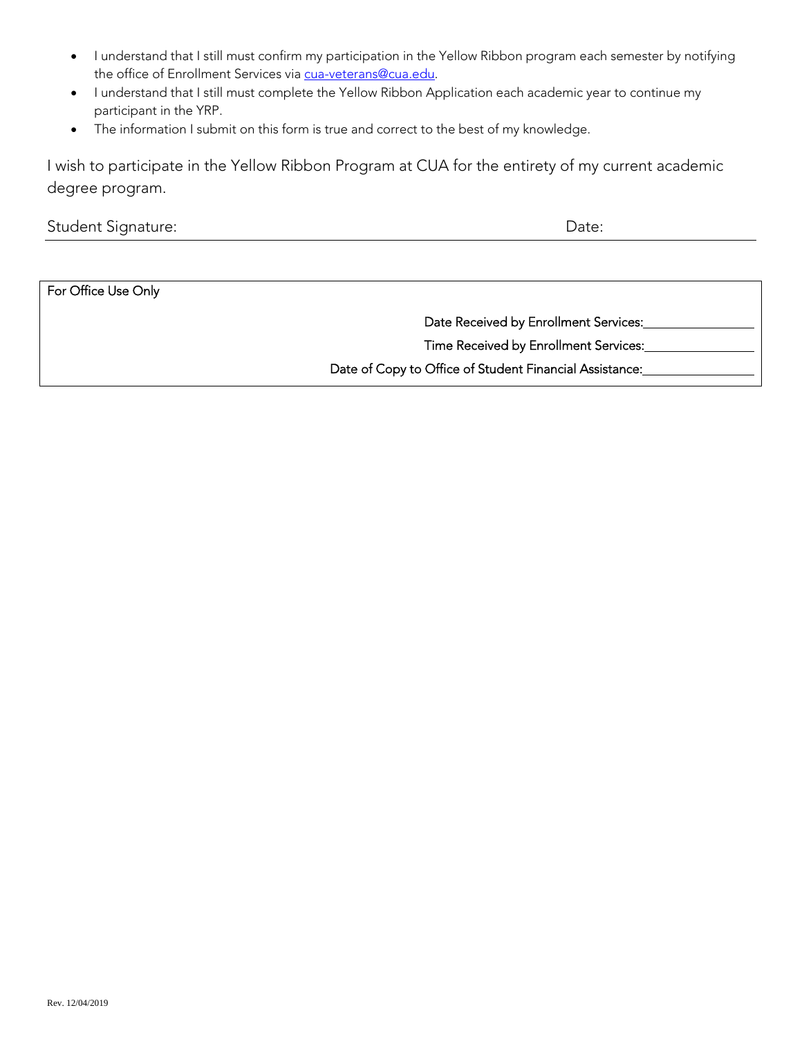- I understand that I still must confirm my participation in the Yellow Ribbon program each semester by notifying the office of Enrollment Services via cua-veterans@cua.edu.
- I understand that I still must complete the Yellow Ribbon Application each academic year to continue my participant in the YRP.
- The information I submit on this form is true and correct to the best of my knowledge.

I wish to participate in the Yellow Ribbon Program at CUA for the entirety of my current academic degree program.

Student Signature: Date:

For Office Use Only

Date Received by Enrollment Services:\_\_\_\_\_\_\_\_\_\_\_\_\_\_\_\_

Time Received by Enrollment Services:\_\_\_\_\_\_\_\_\_\_\_\_\_\_\_\_

Date of Copy to Office of Student Financial Assistance:\_\_\_\_\_\_\_\_\_\_\_\_\_\_\_\_

Rev. 12/04/2019